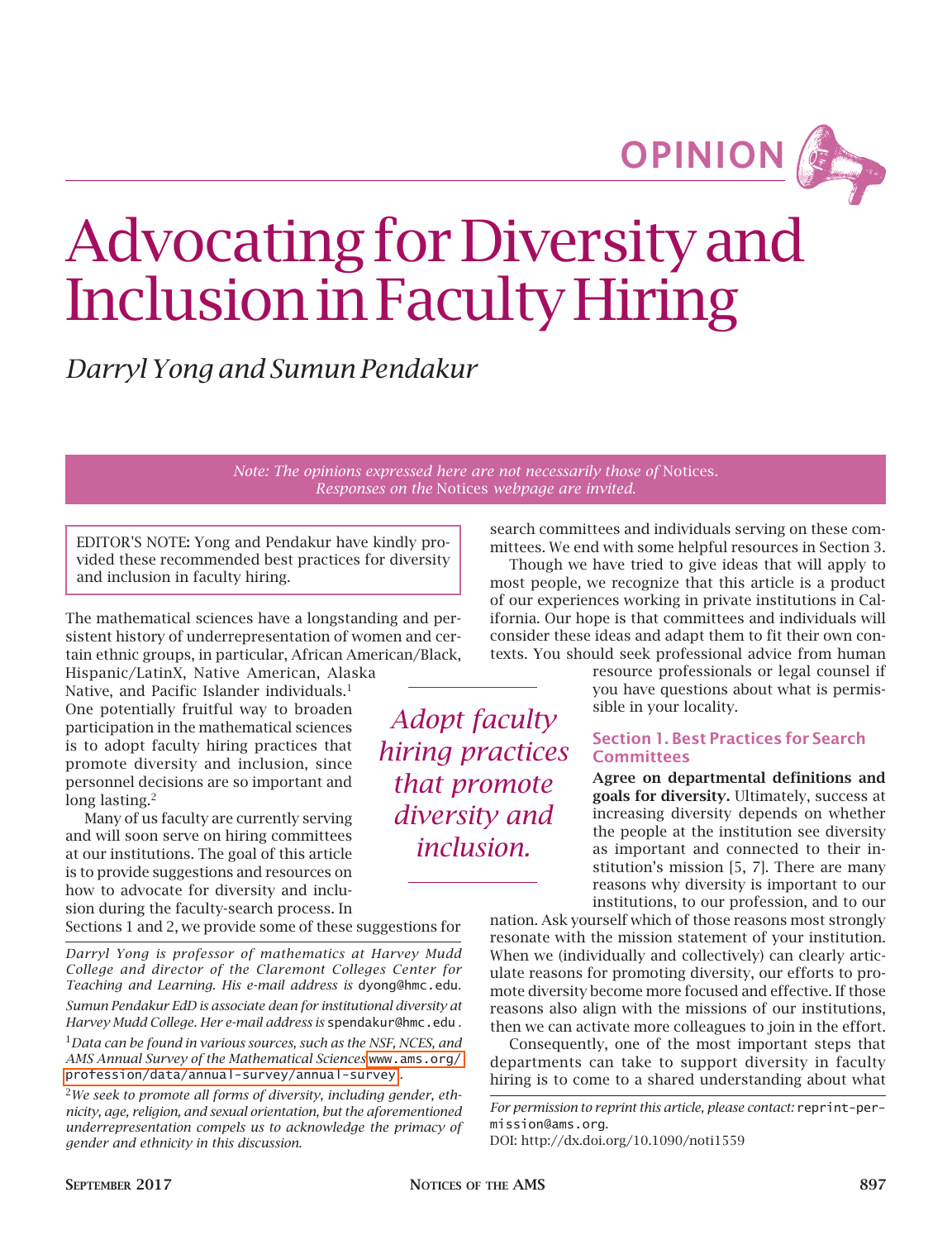OPINION

# Advocating for Diversity and Inclusion in Faculty Hiring

*Darryl Yong and Sumun Pendakur*

*Note: The opinions expressed here are not necessarily those of* Notices. *Responses on the* Notices *webpage are invited.*

EDITOR'S NOTE: Yong and Pendakur have kindly provided these recommended best practices for diversity and inclusion in faculty hiring.

The mathematical sciences have a longstanding and persistent history of underrepresentation of women and certain ethnic groups, in particular, African American/Black, Hispanic/LatinX, Native American, Alaska Native, and Pacific Islander individuals.[1] One potentially fruitful way to broaden participation in the mathematical sciences is to adopt faculty hiring practices that promote diversity and inclusion, since personnel decisions are so important and long lasting.[2]

Many of us faculty are currently serving and will soon serve on hiring committees at our institutions. The goal of this article is to provide suggestions and resources on how to advocate for diversity and inclusion during the faculty-search process. In Sections 1 and 2, we provide some of these suggestions for search committees and individuals serving on these committees. We end with some helpful resources in Section 3.

Though we have tried to give ideas that will apply to most people, we recognize that this article is a product of our experiences working in private institutions in California. Our hope is that committees and individuals will consider these ideas and adapt them to fit their own contexts. You should seek professional advice from human resource professionals or legal counsel if you have questions about what is permissible in your locality.

*Adopt faculty hiring practices that promote diversity and inclusion.*

## Section 1. Best Practices for Search Committees

**Agree on departmental definitions and goals for diversity.** Ultimately, success at increasing diversity depends on whether the people at the institution see diversity as important and connected to their institution's mission [5, 7]. There are many reasons why diversity is important to our institutions, to our profession, and to our nation. Ask yourself which of those reasons most strongly resonate with the mission statement of your institution. When we (individually and collectively) can clearly articulate reasons for promoting diversity, our efforts to promote diversity become more focused and effective. If those reasons also align with the missions of our institutions, then we can activate more colleagues to join in the effort.

Consequently, one of the most important steps that departments can take to support diversity in faculty hiring is to come to a shared understanding about what

---

*Darryl Yong is professor of mathematics at Harvey Mudd College and director of the Claremont Colleges Center for Teaching and Learning. His e-mail address is* dyong@hmc.edu.

*Sumun Pendakur EdD is associate dean for institutional diversity at Harvey Mudd College. Her e-mail address is* spendakur@hmc.edu.

[1] *Data can be found in various sources, such as the NSF, NCES, and AMS Annual Survey of the Mathematical Sciences* www.ams.org/profession/data/annual-survey/annual-survey.

[2] *We seek to promote all forms of diversity, including gender, ethnicity, age, religion, and sexual orientation, but the aforementioned underrepresentation compels us to acknowledge the primacy of gender and ethnicity in this discussion.*

*For permission to reprint this article, please contact:* reprint-permission@ams.org.

DOI: http://dx.doi.org/10.1090/noti1559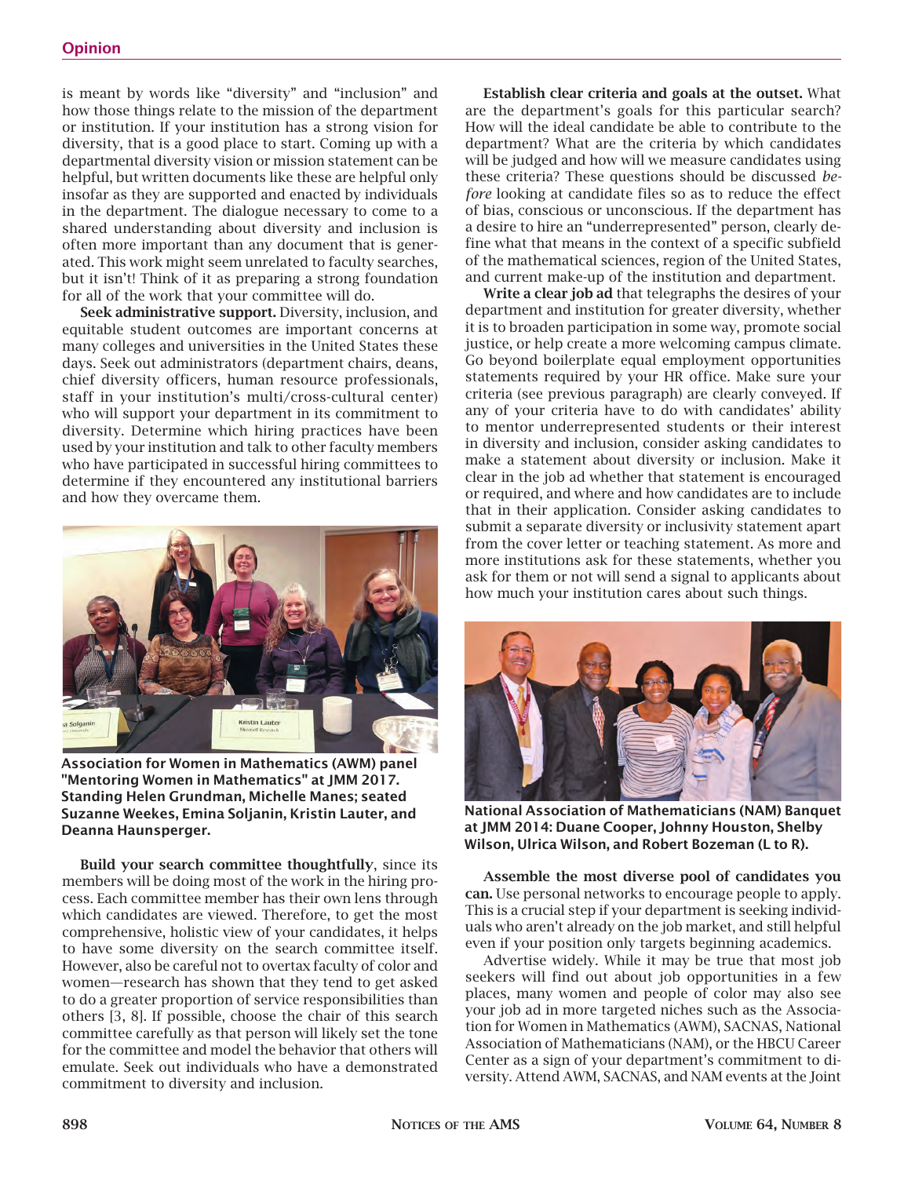is meant by words like "diversity" and "inclusion" and how those things relate to the mission of the department or institution. If your institution has a strong vision for diversity, that is a good place to start. Coming up with a departmental diversity vision or mission statement can be helpful, but written documents like these are helpful only insofar as they are supported and enacted by individuals in the department. The dialogue necessary to come to a shared understanding about diversity and inclusion is often more important than any document that is generated. This work might seem unrelated to faculty searches, but it isn't! Think of it as preparing a strong foundation for all of the work that your committee will do.

**Seek administrative support.** Diversity, inclusion, and equitable student outcomes are important concerns at many colleges and universities in the United States these days. Seek out administrators (department chairs, deans, chief diversity officers, human resource professionals, staff in your institution's multi/cross-cultural center) who will support your department in its commitment to diversity. Determine which hiring practices have been used by your institution and talk to other faculty members who have participated in successful hiring committees to determine if they encountered any institutional barriers and how they overcame them.

**Association for Women in Mathematics (AWM) panel "Mentoring Women in Mathematics" at JMM 2017. Standing Helen Grundman, Michelle Manes; seated Suzanne Weekes, Emina Soljanin, Kristin Lauter, and Deanna Haunsperger.**

**Build your search committee thoughtfully**, since its members will be doing most of the work in the hiring process. Each committee member has their own lens through which candidates are viewed. Therefore, to get the most comprehensive, holistic view of your candidates, it helps to have some diversity on the search committee itself. However, also be careful not to overtax faculty of color and women—research has shown that they tend to get asked to do a greater proportion of service responsibilities than others [3, 8]. If possible, choose the chair of this search committee carefully as that person will likely set the tone for the committee and model the behavior that others will emulate. Seek out individuals who have a demonstrated commitment to diversity and inclusion.

**Establish clear criteria and goals at the outset.** What are the department's goals for this particular search? How will the ideal candidate be able to contribute to the department? What are the criteria by which candidates will be judged and how will we measure candidates using these criteria? These questions should be discussed *before* looking at candidate files so as to reduce the effect of bias, conscious or unconscious. If the department has a desire to hire an "underrepresented" person, clearly define what that means in the context of a specific subfield of the mathematical sciences, region of the United States, and current make-up of the institution and department.

**Write a clear job ad** that telegraphs the desires of your department and institution for greater diversity, whether it is to broaden participation in some way, promote social justice, or help create a more welcoming campus climate. Go beyond boilerplate equal employment opportunities statements required by your HR office. Make sure your criteria (see previous paragraph) are clearly conveyed. If any of your criteria have to do with candidates' ability to mentor underrepresented students or their interest in diversity and inclusion, consider asking candidates to make a statement about diversity or inclusion. Make it clear in the job ad whether that statement is encouraged or required, and where and how candidates are to include that in their application. Consider asking candidates to submit a separate diversity or inclusivity statement apart from the cover letter or teaching statement. As more and more institutions ask for these statements, whether you ask for them or not will send a signal to applicants about how much your institution cares about such things.

**National Association of Mathematicians (NAM) Banquet at JMM 2014: Duane Cooper, Johnny Houston, Shelby Wilson, Ulrica Wilson, and Robert Bozeman (L to R).**

**Assemble the most diverse pool of candidates you can.** Use personal networks to encourage people to apply. This is a crucial step if your department is seeking individuals who aren't already on the job market, and still helpful even if your position only targets beginning academics.

Advertise widely. While it may be true that most job seekers will find out about job opportunities in a few places, many women and people of color may also see your job ad in more targeted niches such as the Association for Women in Mathematics (AWM), SACNAS, National Association of Mathematicians (NAM), or the HBCU Career Center as a sign of your department's commitment to diversity. Attend AWM, SACNAS, and NAM events at the Joint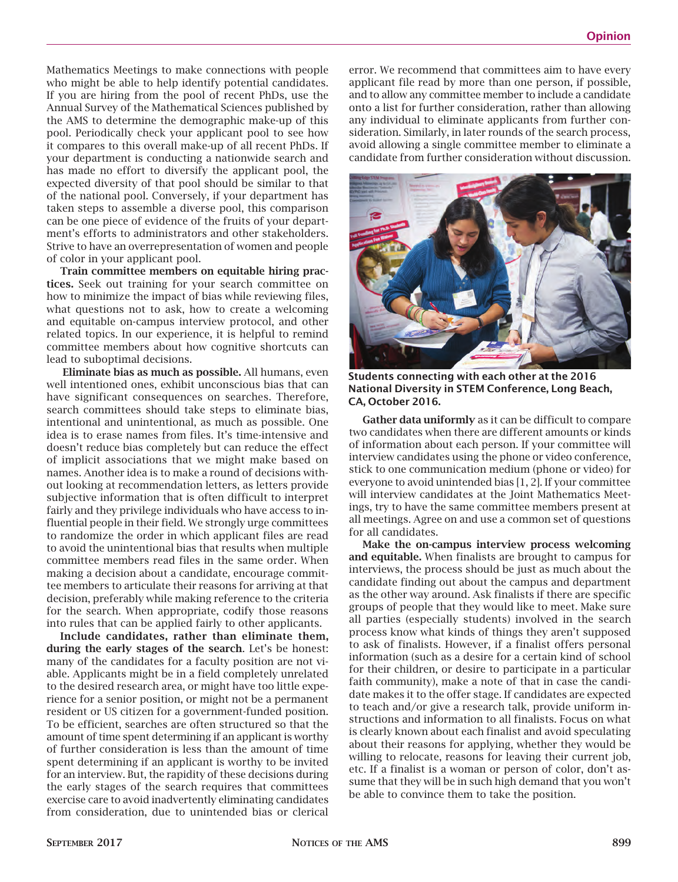Mathematics Meetings to make connections with people who might be able to help identify potential candidates. If you are hiring from the pool of recent PhDs, use the Annual Survey of the Mathematical Sciences published by the AMS to determine the demographic make-up of this pool. Periodically check your applicant pool to see how it compares to this overall make-up of all recent PhDs. If your department is conducting a nationwide search and has made no effort to diversify the applicant pool, the expected diversity of that pool should be similar to that of the national pool. Conversely, if your department has taken steps to assemble a diverse pool, this comparison can be one piece of evidence of the fruits of your department's efforts to administrators and other stakeholders. Strive to have an overrepresentation of women and people of color in your applicant pool.

**Train committee members on equitable hiring practices.** Seek out training for your search committee on how to minimize the impact of bias while reviewing files, what questions not to ask, how to create a welcoming and equitable on-campus interview protocol, and other related topics. In our experience, it is helpful to remind committee members about how cognitive shortcuts can lead to suboptimal decisions.

**Eliminate bias as much as possible.** All humans, even well intentioned ones, exhibit unconscious bias that can have significant consequences on searches. Therefore, search committees should take steps to eliminate bias, intentional and unintentional, as much as possible. One idea is to erase names from files. It's time-intensive and doesn't reduce bias completely but can reduce the effect of implicit associations that we might make based on names. Another idea is to make a round of decisions without looking at recommendation letters, as letters provide subjective information that is often difficult to interpret fairly and they privilege individuals who have access to influential people in their field. We strongly urge committees to randomize the order in which applicant files are read to avoid the unintentional bias that results when multiple committee members read files in the same order. When making a decision about a candidate, encourage committee members to articulate their reasons for arriving at that decision, preferably while making reference to the criteria for the search. When appropriate, codify those reasons into rules that can be applied fairly to other applicants.

**Include candidates, rather than eliminate them, during the early stages of the search**. Let's be honest: many of the candidates for a faculty position are not viable. Applicants might be in a field completely unrelated to the desired research area, or might have too little experience for a senior position, or might not be a permanent resident or US citizen for a government-funded position. To be efficient, searches are often structured so that the amount of time spent determining if an applicant is worthy of further consideration is less than the amount of time spent determining if an applicant is worthy to be invited for an interview. But, the rapidity of these decisions during the early stages of the search requires that committees exercise care to avoid inadvertently eliminating candidates from consideration, due to unintended bias or clerical error. We recommend that committees aim to have every applicant file read by more than one person, if possible, and to allow any committee member to include a candidate onto a list for further consideration, rather than allowing any individual to eliminate applicants from further consideration. Similarly, in later rounds of the search process, avoid allowing a single committee member to eliminate a candidate from further consideration without discussion.

**Students connecting with each other at the 2016 National Diversity in STEM Conference, Long Beach, CA, October 2016.**

**Gather data uniformly** as it can be difficult to compare two candidates when there are different amounts or kinds of information about each person. If your committee will interview candidates using the phone or video conference, stick to one communication medium (phone or video) for everyone to avoid unintended bias [1, 2]. If your committee will interview candidates at the Joint Mathematics Meetings, try to have the same committee members present at all meetings. Agree on and use a common set of questions for all candidates.

**Make the on-campus interview process welcoming and equitable.** When finalists are brought to campus for interviews, the process should be just as much about the candidate finding out about the campus and department as the other way around. Ask finalists if there are specific groups of people that they would like to meet. Make sure all parties (especially students) involved in the search process know what kinds of things they aren't supposed to ask of finalists. However, if a finalist offers personal information (such as a desire for a certain kind of school for their children, or desire to participate in a particular faith community), make a note of that in case the candidate makes it to the offer stage. If candidates are expected to teach and/or give a research talk, provide uniform instructions and information to all finalists. Focus on what is clearly known about each finalist and avoid speculating about their reasons for applying, whether they would be willing to relocate, reasons for leaving their current job, etc. If a finalist is a woman or person of color, don't assume that they will be in such high demand that you won't be able to convince them to take the position.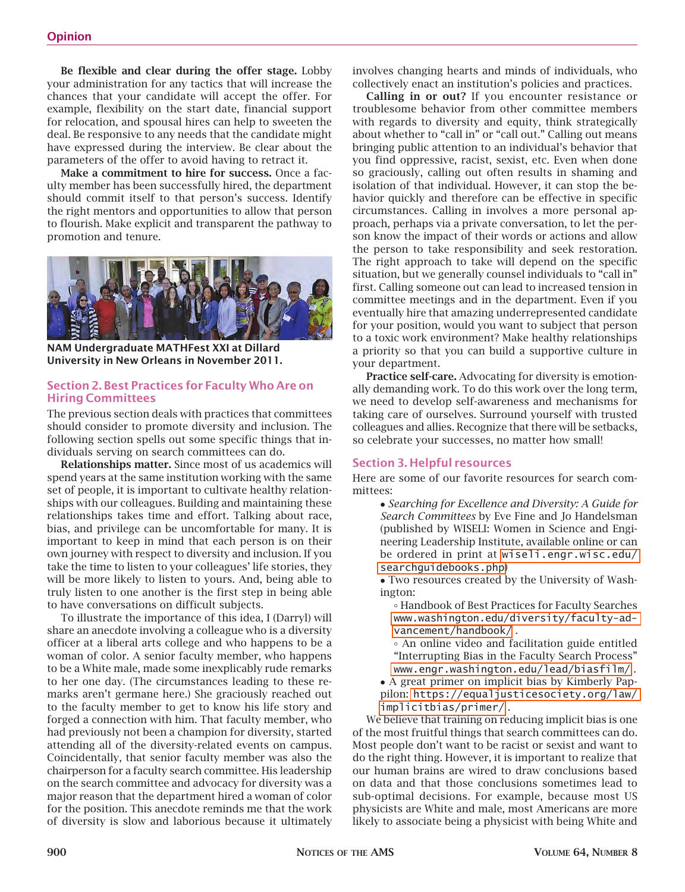**Be flexible and clear during the offer stage.** Lobby your administration for any tactics that will increase the chances that your candidate will accept the offer. For example, flexibility on the start date, financial support for relocation, and spousal hires can help to sweeten the deal. Be responsive to any needs that the candidate might have expressed during the interview. Be clear about the parameters of the offer to avoid having to retract it.

**Make a commitment to hire for success.** Once a faculty member has been successfully hired, the department should commit itself to that person's success. Identify the right mentors and opportunities to allow that person to flourish. Make explicit and transparent the pathway to promotion and tenure.

**NAM Undergraduate MATHFest XXI at Dillard University in New Orleans in November 2011.**

## Section 2. Best Practices for Faculty Who Are on Hiring Committees

The previous section deals with practices that committees should consider to promote diversity and inclusion. The following section spells out some specific things that individuals serving on search committees can do.

**Relationships matter.** Since most of us academics will spend years at the same institution working with the same set of people, it is important to cultivate healthy relationships with our colleagues. Building and maintaining these relationships takes time and effort. Talking about race, bias, and privilege can be uncomfortable for many. It is important to keep in mind that each person is on their own journey with respect to diversity and inclusion. If you take the time to listen to your colleagues' life stories, they will be more likely to listen to yours. And, being able to truly listen to one another is the first step in being able to have conversations on difficult subjects.

To illustrate the importance of this idea, I (Darryl) will share an anecdote involving a colleague who is a diversity officer at a liberal arts college and who happens to be a woman of color. A senior faculty member, who happens to be a White male, made some inexplicably rude remarks to her one day. (The circumstances leading to these remarks aren't germane here.) She graciously reached out to the faculty member to get to know his life story and forged a connection with him. That faculty member, who had previously not been a champion for diversity, started attending all of the diversity-related events on campus. Coincidentally, that senior faculty member was also the chairperson for a faculty search committee. His leadership on the search committee and advocacy for diversity was a major reason that the department hired a woman of color for the position. This anecdote reminds me that the work of diversity is slow and laborious because it ultimately involves changing hearts and minds of individuals, who collectively enact an institution's policies and practices.

**Calling in or out?** If you encounter resistance or troublesome behavior from other committee members with regards to diversity and equity, think strategically about whether to "call in" or "call out." Calling out means bringing public attention to an individual's behavior that you find oppressive, racist, sexist, etc. Even when done so graciously, calling out often results in shaming and isolation of that individual. However, it can stop the behavior quickly and therefore can be effective in specific circumstances. Calling in involves a more personal approach, perhaps via a private conversation, to let the person know the impact of their words or actions and allow the person to take responsibility and seek restoration. The right approach to take will depend on the specific situation, but we generally counsel individuals to "call in" first. Calling someone out can lead to increased tension in committee meetings and in the department. Even if you eventually hire that amazing underrepresented candidate for your position, would you want to subject that person to a toxic work environment? Make healthy relationships a priority so that you can build a supportive culture in your department.

**Practice self-care.** Advocating for diversity is emotionally demanding work. To do this work over the long term, we need to develop self-awareness and mechanisms for taking care of ourselves. Surround yourself with trusted colleagues and allies. Recognize that there will be setbacks, so celebrate your successes, no matter how small!

## Section 3. Helpful resources

Here are some of our favorite resources for search committees:

- *Searching for Excellence and Diversity: A Guide for Search Committees* by Eve Fine and Jo Handelsman (published by WISELI: Women in Science and Engineering Leadership Institute, available online or can be ordered in print at `wiseli.engr.wisc.edu/searchguidebooks.php`)
- Two resources created by the University of Washington:
  - Handbook of Best Practices for Faculty Searches `www.washington.edu/diversity/faculty-advancement/handbook/`.
  - An online video and facilitation guide entitled "Interrupting Bias in the Faculty Search Process" `www.engr.washington.edu/lead/biasfilm/`.
- A great primer on implicit bias by Kimberly Pappilon: `https://equaljusticesociety.org/law/implicitbias/primer/`.

We believe that training on reducing implicit bias is one of the most fruitful things that search committees can do. Most people don't want to be racist or sexist and want to do the right thing. However, it is important to realize that our human brains are wired to draw conclusions based on data and that those conclusions sometimes lead to sub-optimal decisions. For example, because most US physicists are White and male, most Americans are more likely to associate being a physicist with being White and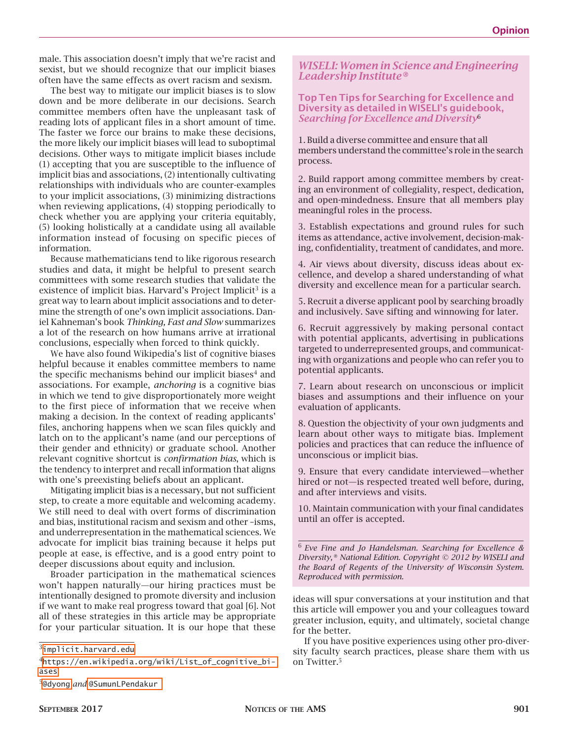male. This association doesn't imply that we're racist and sexist, but we should recognize that our implicit biases often have the same effects as overt racism and sexism.

The best way to mitigate our implicit biases is to slow down and be more deliberate in our decisions. Search committee members often have the unpleasant task of reading lots of applicant files in a short amount of time. The faster we force our brains to make these decisions, the more likely our implicit biases will lead to suboptimal decisions. Other ways to mitigate implicit biases include (1) accepting that you are susceptible to the influence of implicit bias and associations, (2) intentionally cultivating relationships with individuals who are counter-examples to your implicit associations, (3) minimizing distractions when reviewing applications, (4) stopping periodically to check whether you are applying your criteria equitably, (5) looking holistically at a candidate using all available information instead of focusing on specific pieces of information.

Because mathematicians tend to like rigorous research studies and data, it might be helpful to present search committees with some research studies that validate the existence of implicit bias. Harvard's Project Implicit[3] is a great way to learn about implicit associations and to determine the strength of one's own implicit associations. Daniel Kahneman's book *Thinking, Fast and Slow* summarizes a lot of the research on how humans arrive at irrational conclusions, especially when forced to think quickly.

We have also found Wikipedia's list of cognitive biases helpful because it enables committee members to name the specific mechanisms behind our implicit biases[4] and associations. For example, *anchoring* is a cognitive bias in which we tend to give disproportionately more weight to the first piece of information that we receive when making a decision. In the context of reading applicants' files, anchoring happens when we scan files quickly and latch on to the applicant's name (and our perceptions of their gender and ethnicity) or graduate school. Another relevant cognitive shortcut is *confirmation bias*, which is the tendency to interpret and recall information that aligns with one's preexisting beliefs about an applicant.

Mitigating implicit bias is a necessary, but not sufficient step, to create a more equitable and welcoming academy. We still need to deal with overt forms of discrimination and bias, institutional racism and sexism and other –isms, and underrepresentation in the mathematical sciences. We advocate for implicit bias training because it helps put people at ease, is effective, and is a good entry point to deeper discussions about equity and inclusion.

Broader participation in the mathematical sciences won't happen naturally—our hiring practices must be intentionally designed to promote diversity and inclusion if we want to make real progress toward that goal [6]. Not all of these strategies in this article may be appropriate for your particular situation. It is our hope that these ideas will spur conversations at your institution and that this article will empower you and your colleagues toward greater inclusion, equity, and ultimately, societal change for the better.

If you have positive experiences using other pro-diversity faculty search practices, please share them with us on Twitter.[5]

---

### *WISELI: Women in Science and Engineering Leadership Institute®*

**Top Ten Tips for Searching for Excellence and Diversity as detailed in WISELI's guidebook, *Searching for Excellence and Diversity*[6]**

1. Build a diverse committee and ensure that all members understand the committee's role in the search process.

2. Build rapport among committee members by creating an environment of collegiality, respect, dedication, and open-mindedness. Ensure that all members play meaningful roles in the process.

3. Establish expectations and ground rules for such items as attendance, active involvement, decision-making, confidentiality, treatment of candidates, and more.

4. Air views about diversity, discuss ideas about excellence, and develop a shared understanding of what diversity and excellence mean for a particular search.

5. Recruit a diverse applicant pool by searching broadly and inclusively. Save sifting and winnowing for later.

6. Recruit aggressively by making personal contact with potential applicants, advertising in publications targeted to underrepresented groups, and communicating with organizations and people who can refer you to potential applicants.

7. Learn about research on unconscious or implicit biases and assumptions and their influence on your evaluation of applicants.

8. Question the objectivity of your own judgments and learn about other ways to mitigate bias. Implement policies and practices that can reduce the influence of unconscious or implicit bias.

9. Ensure that every candidate interviewed—whether hired or not—is respected treated well before, during, and after interviews and visits.

10. Maintain communication with your final candidates until an offer is accepted.

[6] *Eve Fine and Jo Handelsman. Searching for Excellence & Diversity,® National Edition. Copyright © 2012 by WISELI and the Board of Regents of the University of Wisconsin System. Reproduced with permission.*

---

[3] implicit.harvard.edu

[4] https://en.wikipedia.org/wiki/List_of_cognitive_biases

[5] @dyong *and* @SumunLPendakur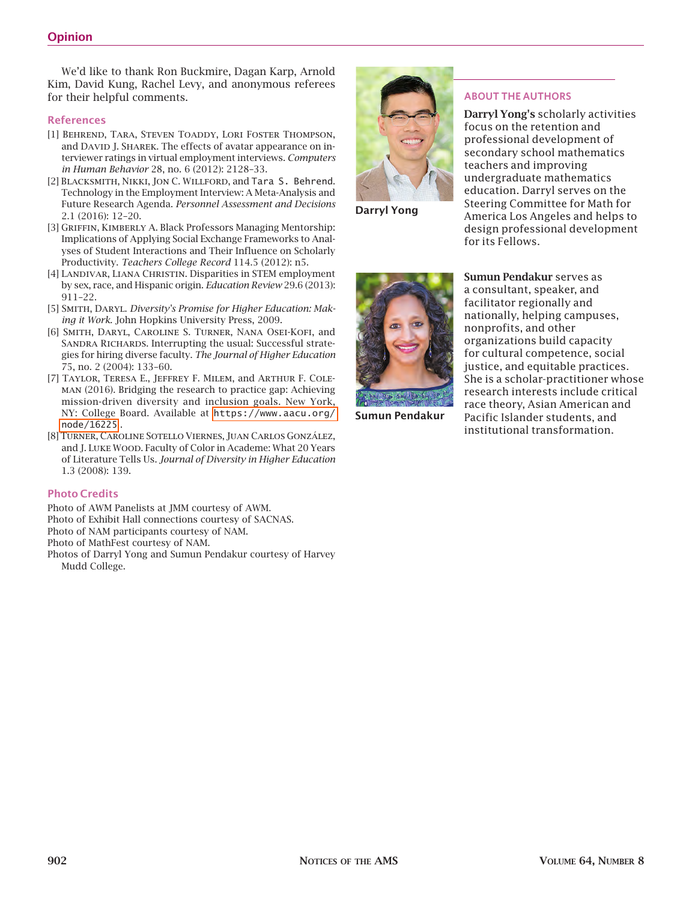We'd like to thank Ron Buckmire, Dagan Karp, Arnold Kim, David Kung, Rachel Levy, and anonymous referees for their helpful comments.

## References

[1] Behrend, Tara, Steven Toaddy, Lori Foster Thompson, and David J. Sharek. The effects of avatar appearance on interviewer ratings in virtual employment interviews. *Computers in Human Behavior* 28, no. 6 (2012): 2128–33.

[2] Blacksmith, Nikki, Jon C. Willford, and Tara S. Behrend. Technology in the Employment Interview: A Meta-Analysis and Future Research Agenda. *Personnel Assessment and Decisions* 2.1 (2016): 12–20.

[3] Griffin, Kimberly A. Black Professors Managing Mentorship: Implications of Applying Social Exchange Frameworks to Analyses of Student Interactions and Their Influence on Scholarly Productivity. *Teachers College Record* 114.5 (2012): n5.

[4] Landivar, Liana Christin. Disparities in STEM employment by sex, race, and Hispanic origin. *Education Review* 29.6 (2013): 911–22.

[5] Smith, Daryl. *Diversity's Promise for Higher Education: Making it Work.* John Hopkins University Press, 2009.

[6] Smith, Daryl, Caroline S. Turner, Nana Osei-Kofi, and Sandra Richards. Interrupting the usual: Successful strategies for hiring diverse faculty. *The Journal of Higher Education* 75, no. 2 (2004): 133–60.

[7] Taylor, Teresa E., Jeffrey F. Milem, and Arthur F. Coleman (2016). Bridging the research to practice gap: Achieving mission-driven diversity and inclusion goals. New York, NY: College Board. Available at https://www.aacu.org/node/16225.

[8] Turner, Caroline Sotello Viernes, Juan Carlos González, and J. Luke Wood. Faculty of Color in Academe: What 20 Years of Literature Tells Us. *Journal of Diversity in Higher Education* 1.3 (2008): 139.

## Photo Credits

Photo of AWM Panelists at JMM courtesy of AWM.
Photo of Exhibit Hall connections courtesy of SACNAS.
Photo of NAM participants courtesy of NAM.
Photo of MathFest courtesy of NAM.
Photos of Darryl Yong and Sumun Pendakur courtesy of Harvey Mudd College.

## ABOUT THE AUTHORS

Darryl Yong

**Darryl Yong's** scholarly activities focus on the retention and professional development of secondary school mathematics teachers and improving undergraduate mathematics education. Darryl serves on the Steering Committee for Math for America Los Angeles and helps to design professional development for its Fellows.

Sumun Pendakur

**Sumun Pendakur** serves as a consultant, speaker, and facilitator regionally and nationally, helping campuses, nonprofits, and other organizations build capacity for cultural competence, social justice, and equitable practices. She is a scholar-practitioner whose research interests include critical race theory, Asian American and Pacific Islander students, and institutional transformation.